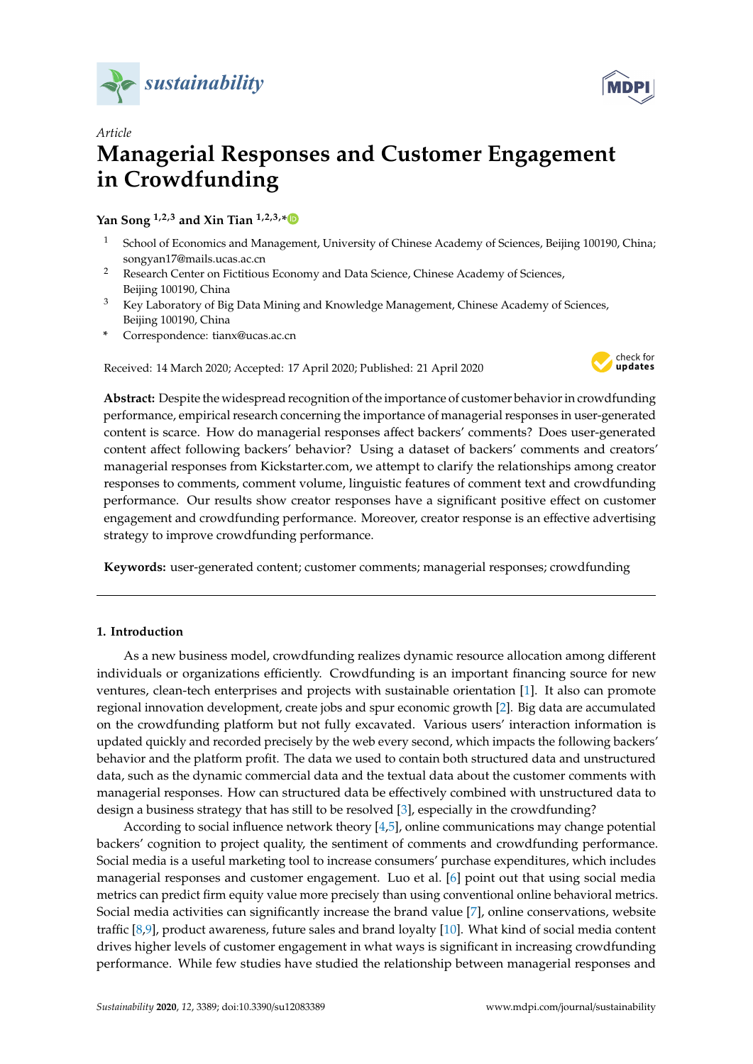Article

# Managerial Responses and Customer Engagement in Crowdfunding

**Yan Song [1,2,3] and Xin Tian [1,2,3,*]**

[1] School of Economics and Management, University of Chinese Academy of Sciences, Beijing 100190, China; songyan17@mails.ucas.ac.cn

[2] Research Center on Fictitious Economy and Data Science, Chinese Academy of Sciences, Beijing 100190, China

[3] Key Laboratory of Big Data Mining and Knowledge Management, Chinese Academy of Sciences, Beijing 100190, China

\* Correspondence: tianx@ucas.ac.cn

Received: 14 March 2020; Accepted: 17 April 2020; Published: 21 April 2020

**Abstract:** Despite the widespread recognition of the importance of customer behavior in crowdfunding performance, empirical research concerning the importance of managerial responses in user-generated content is scarce. How do managerial responses affect backers' comments? Does user-generated content affect following backers' behavior? Using a dataset of backers' comments and creators' managerial responses from Kickstarter.com, we attempt to clarify the relationships among creator responses to comments, comment volume, linguistic features of comment text and crowdfunding performance. Our results show creator responses have a significant positive effect on customer engagement and crowdfunding performance. Moreover, creator response is an effective advertising strategy to improve crowdfunding performance.

**Keywords:** user-generated content; customer comments; managerial responses; crowdfunding

## 1. Introduction

As a new business model, crowdfunding realizes dynamic resource allocation among different individuals or organizations efficiently. Crowdfunding is an important financing source for new ventures, clean-tech enterprises and projects with sustainable orientation [1]. It also can promote regional innovation development, create jobs and spur economic growth [2]. Big data are accumulated on the crowdfunding platform but not fully excavated. Various users' interaction information is updated quickly and recorded precisely by the web every second, which impacts the following backers' behavior and the platform profit. The data we used to contain both structured data and unstructured data, such as the dynamic commercial data and the textual data about the customer comments with managerial responses. How can structured data be effectively combined with unstructured data to design a business strategy that has still to be resolved [3], especially in the crowdfunding?

According to social influence network theory [4,5], online communications may change potential backers' cognition to project quality, the sentiment of comments and crowdfunding performance. Social media is a useful marketing tool to increase consumers' purchase expenditures, which includes managerial responses and customer engagement. Luo et al. [6] point out that using social media metrics can predict firm equity value more precisely than using conventional online behavioral metrics. Social media activities can significantly increase the brand value [7], online conservations, website traffic [8,9], product awareness, future sales and brand loyalty [10]. What kind of social media content drives higher levels of customer engagement in what ways is significant in increasing crowdfunding performance. While few studies have studied the relationship between managerial responses and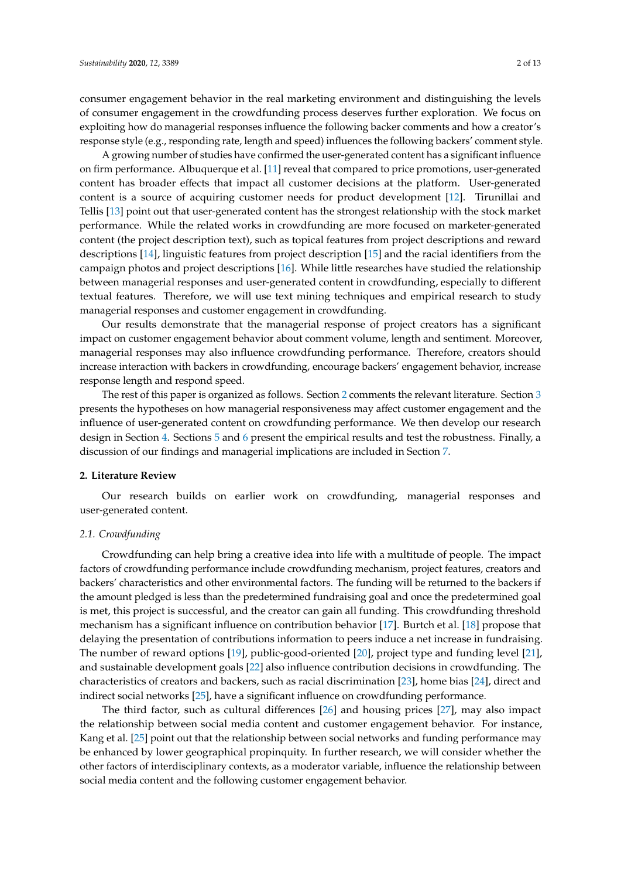consumer engagement behavior in the real marketing environment and distinguishing the levels of consumer engagement in the crowdfunding process deserves further exploration. We focus on exploiting how do managerial responses influence the following backer comments and how a creator's response style (e.g., responding rate, length and speed) influences the following backers' comment style.

A growing number of studies have confirmed the user-generated content has a significant influence on firm performance. Albuquerque et al. [11] reveal that compared to price promotions, user-generated content has broader effects that impact all customer decisions at the platform. User-generated content is a source of acquiring customer needs for product development [12]. Tirunillai and Tellis [13] point out that user-generated content has the strongest relationship with the stock market performance. While the related works in crowdfunding are more focused on marketer-generated content (the project description text), such as topical features from project descriptions and reward descriptions [14], linguistic features from project description [15] and the racial identifiers from the campaign photos and project descriptions [16]. While little researches have studied the relationship between managerial responses and user-generated content in crowdfunding, especially to different textual features. Therefore, we will use text mining techniques and empirical research to study managerial responses and customer engagement in crowdfunding.

Our results demonstrate that the managerial response of project creators has a significant impact on customer engagement behavior about comment volume, length and sentiment. Moreover, managerial responses may also influence crowdfunding performance. Therefore, creators should increase interaction with backers in crowdfunding, encourage backers' engagement behavior, increase response length and respond speed.

The rest of this paper is organized as follows. Section 2 comments the relevant literature. Section 3 presents the hypotheses on how managerial responsiveness may affect customer engagement and the influence of user-generated content on crowdfunding performance. We then develop our research design in Section 4. Sections 5 and 6 present the empirical results and test the robustness. Finally, a discussion of our findings and managerial implications are included in Section 7.

## 2. Literature Review

Our research builds on earlier work on crowdfunding, managerial responses and user-generated content.

### 2.1. Crowdfunding

Crowdfunding can help bring a creative idea into life with a multitude of people. The impact factors of crowdfunding performance include crowdfunding mechanism, project features, creators and backers' characteristics and other environmental factors. The funding will be returned to the backers if the amount pledged is less than the predetermined fundraising goal and once the predetermined goal is met, this project is successful, and the creator can gain all funding. This crowdfunding threshold mechanism has a significant influence on contribution behavior [17]. Burtch et al. [18] propose that delaying the presentation of contributions information to peers induce a net increase in fundraising. The number of reward options [19], public-good-oriented [20], project type and funding level [21], and sustainable development goals [22] also influence contribution decisions in crowdfunding. The characteristics of creators and backers, such as racial discrimination [23], home bias [24], direct and indirect social networks [25], have a significant influence on crowdfunding performance.

The third factor, such as cultural differences [26] and housing prices [27], may also impact the relationship between social media content and customer engagement behavior. For instance, Kang et al. [25] point out that the relationship between social networks and funding performance may be enhanced by lower geographical propinquity. In further research, we will consider whether the other factors of interdisciplinary contexts, as a moderator variable, influence the relationship between social media content and the following customer engagement behavior.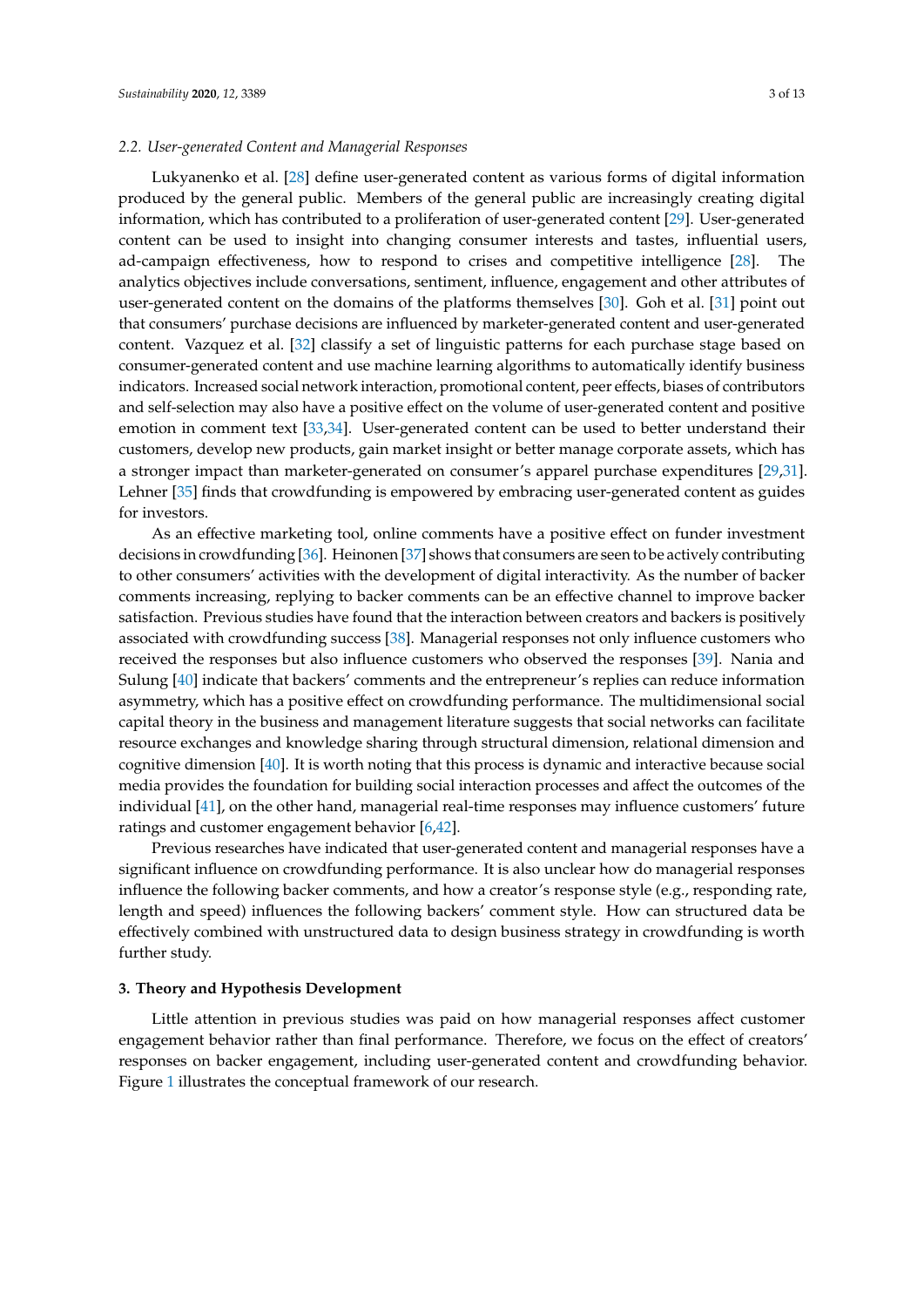### 2.2. User-generated Content and Managerial Responses

Lukyanenko et al. [28] define user-generated content as various forms of digital information produced by the general public. Members of the general public are increasingly creating digital information, which has contributed to a proliferation of user-generated content [29]. User-generated content can be used to insight into changing consumer interests and tastes, influential users, ad-campaign effectiveness, how to respond to crises and competitive intelligence [28]. The analytics objectives include conversations, sentiment, influence, engagement and other attributes of user-generated content on the domains of the platforms themselves [30]. Goh et al. [31] point out that consumers' purchase decisions are influenced by marketer-generated content and user-generated content. Vazquez et al. [32] classify a set of linguistic patterns for each purchase stage based on consumer-generated content and use machine learning algorithms to automatically identify business indicators. Increased social network interaction, promotional content, peer effects, biases of contributors and self-selection may also have a positive effect on the volume of user-generated content and positive emotion in comment text [33,34]. User-generated content can be used to better understand their customers, develop new products, gain market insight or better manage corporate assets, which has a stronger impact than marketer-generated on consumer's apparel purchase expenditures [29,31]. Lehner [35] finds that crowdfunding is empowered by embracing user-generated content as guides for investors.

As an effective marketing tool, online comments have a positive effect on funder investment decisions in crowdfunding [36]. Heinonen [37] shows that consumers are seen to be actively contributing to other consumers' activities with the development of digital interactivity. As the number of backer comments increasing, replying to backer comments can be an effective channel to improve backer satisfaction. Previous studies have found that the interaction between creators and backers is positively associated with crowdfunding success [38]. Managerial responses not only influence customers who received the responses but also influence customers who observed the responses [39]. Nania and Sulung [40] indicate that backers' comments and the entrepreneur's replies can reduce information asymmetry, which has a positive effect on crowdfunding performance. The multidimensional social capital theory in the business and management literature suggests that social networks can facilitate resource exchanges and knowledge sharing through structural dimension, relational dimension and cognitive dimension [40]. It is worth noting that this process is dynamic and interactive because social media provides the foundation for building social interaction processes and affect the outcomes of the individual [41], on the other hand, managerial real-time responses may influence customers' future ratings and customer engagement behavior [6,42].

Previous researches have indicated that user-generated content and managerial responses have a significant influence on crowdfunding performance. It is also unclear how do managerial responses influence the following backer comments, and how a creator's response style (e.g., responding rate, length and speed) influences the following backers' comment style. How can structured data be effectively combined with unstructured data to design business strategy in crowdfunding is worth further study.

## 3. Theory and Hypothesis Development

Little attention in previous studies was paid on how managerial responses affect customer engagement behavior rather than final performance. Therefore, we focus on the effect of creators' responses on backer engagement, including user-generated content and crowdfunding behavior. Figure 1 illustrates the conceptual framework of our research.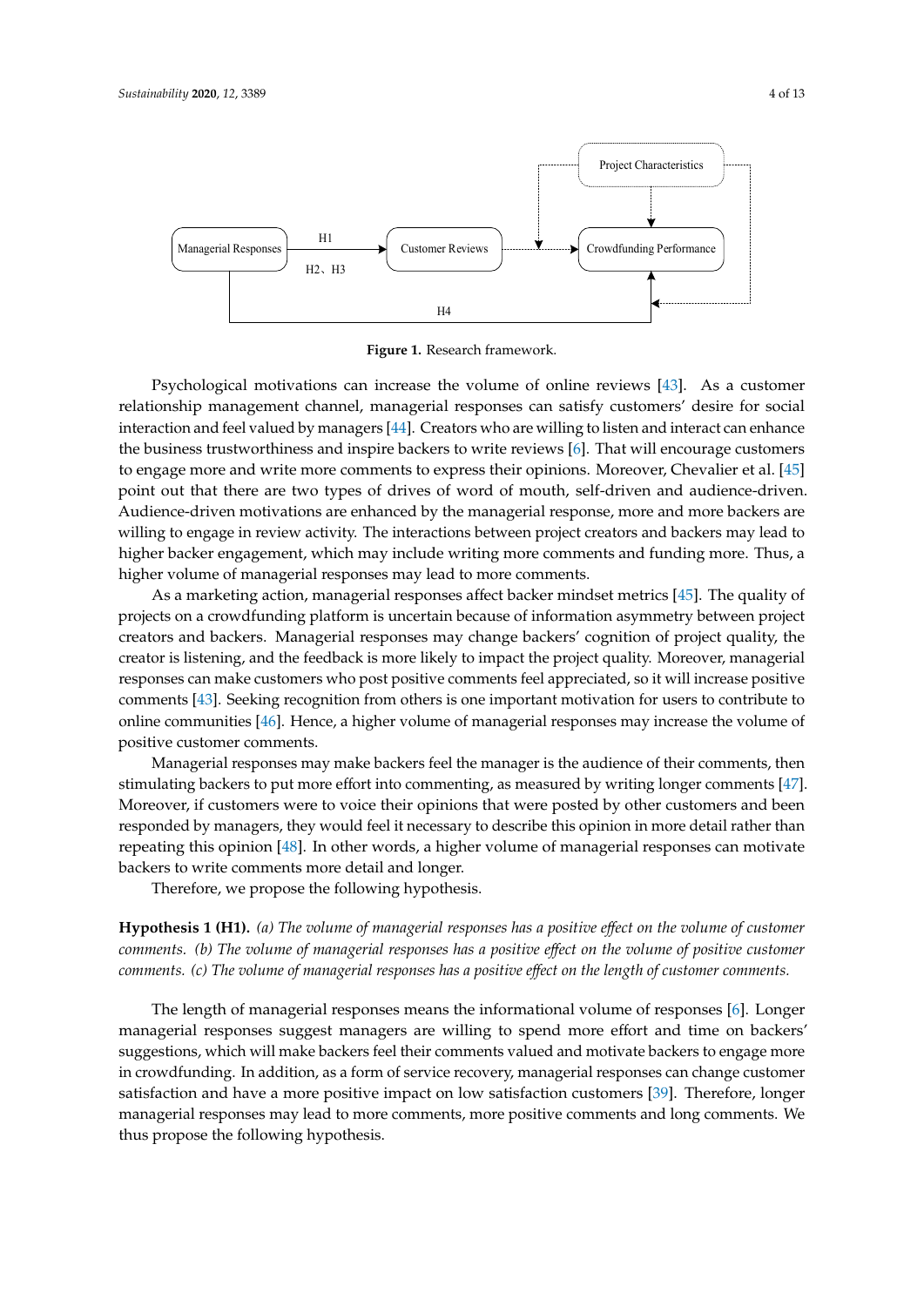Figure 1. Research framework.

Psychological motivations can increase the volume of online reviews [43]. As a customer relationship management channel, managerial responses can satisfy customers' desire for social interaction and feel valued by managers [44]. Creators who are willing to listen and interact can enhance the business trustworthiness and inspire backers to write reviews [6]. That will encourage customers to engage more and write more comments to express their opinions. Moreover, Chevalier et al. [45] point out that there are two types of drives of word of mouth, self-driven and audience-driven. Audience-driven motivations are enhanced by the managerial response, more and more backers are willing to engage in review activity. The interactions between project creators and backers may lead to higher backer engagement, which may include writing more comments and funding more. Thus, a higher volume of managerial responses may lead to more comments.

As a marketing action, managerial responses affect backer mindset metrics [45]. The quality of projects on a crowdfunding platform is uncertain because of information asymmetry between project creators and backers. Managerial responses may change backers' cognition of project quality, the creator is listening, and the feedback is more likely to impact the project quality. Moreover, managerial responses can make customers who post positive comments feel appreciated, so it will increase positive comments [43]. Seeking recognition from others is one important motivation for users to contribute to online communities [46]. Hence, a higher volume of managerial responses may increase the volume of positive customer comments.

Managerial responses may make backers feel the manager is the audience of their comments, then stimulating backers to put more effort into commenting, as measured by writing longer comments [47]. Moreover, if customers were to voice their opinions that were posted by other customers and been responded by managers, they would feel it necessary to describe this opinion in more detail rather than repeating this opinion [48]. In other words, a higher volume of managerial responses can motivate backers to write comments more detail and longer.

Therefore, we propose the following hypothesis.

**Hypothesis 1 (H1).** *(a) The volume of managerial responses has a positive effect on the volume of customer comments. (b) The volume of managerial responses has a positive effect on the volume of positive customer comments. (c) The volume of managerial responses has a positive effect on the length of customer comments.*

The length of managerial responses means the informational volume of responses [6]. Longer managerial responses suggest managers are willing to spend more effort and time on backers' suggestions, which will make backers feel their comments valued and motivate backers to engage more in crowdfunding. In addition, as a form of service recovery, managerial responses can change customer satisfaction and have a more positive impact on low satisfaction customers [39]. Therefore, longer managerial responses may lead to more comments, more positive comments and long comments. We thus propose the following hypothesis.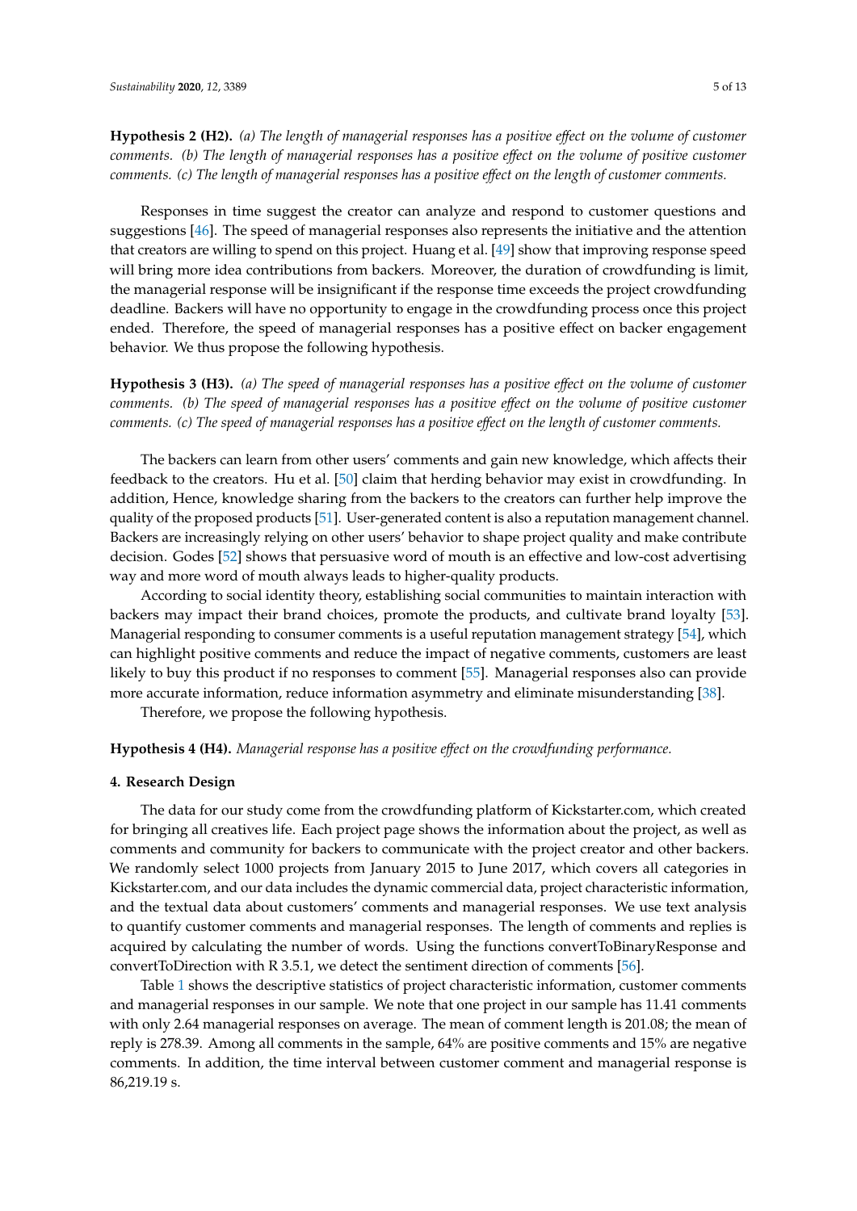**Hypothesis 2 (H2).** *(a) The length of managerial responses has a positive effect on the volume of customer comments. (b) The length of managerial responses has a positive effect on the volume of positive customer comments. (c) The length of managerial responses has a positive effect on the length of customer comments.*

Responses in time suggest the creator can analyze and respond to customer questions and suggestions [46]. The speed of managerial responses also represents the initiative and the attention that creators are willing to spend on this project. Huang et al. [49] show that improving response speed will bring more idea contributions from backers. Moreover, the duration of crowdfunding is limit, the managerial response will be insignificant if the response time exceeds the project crowdfunding deadline. Backers will have no opportunity to engage in the crowdfunding process once this project ended. Therefore, the speed of managerial responses has a positive effect on backer engagement behavior. We thus propose the following hypothesis.

**Hypothesis 3 (H3).** *(a) The speed of managerial responses has a positive effect on the volume of customer comments. (b) The speed of managerial responses has a positive effect on the volume of positive customer comments. (c) The speed of managerial responses has a positive effect on the length of customer comments.*

The backers can learn from other users' comments and gain new knowledge, which affects their feedback to the creators. Hu et al. [50] claim that herding behavior may exist in crowdfunding. In addition, Hence, knowledge sharing from the backers to the creators can further help improve the quality of the proposed products [51]. User-generated content is also a reputation management channel. Backers are increasingly relying on other users' behavior to shape project quality and make contribute decision. Godes [52] shows that persuasive word of mouth is an effective and low-cost advertising way and more word of mouth always leads to higher-quality products.

According to social identity theory, establishing social communities to maintain interaction with backers may impact their brand choices, promote the products, and cultivate brand loyalty [53]. Managerial responding to consumer comments is a useful reputation management strategy [54], which can highlight positive comments and reduce the impact of negative comments, customers are least likely to buy this product if no responses to comment [55]. Managerial responses also can provide more accurate information, reduce information asymmetry and eliminate misunderstanding [38].

Therefore, we propose the following hypothesis.

**Hypothesis 4 (H4).** *Managerial response has a positive effect on the crowdfunding performance.*

## 4. Research Design

The data for our study come from the crowdfunding platform of Kickstarter.com, which created for bringing all creatives life. Each project page shows the information about the project, as well as comments and community for backers to communicate with the project creator and other backers. We randomly select 1000 projects from January 2015 to June 2017, which covers all categories in Kickstarter.com, and our data includes the dynamic commercial data, project characteristic information, and the textual data about customers' comments and managerial responses. We use text analysis to quantify customer comments and managerial responses. The length of comments and replies is acquired by calculating the number of words. Using the functions convertToBinaryResponse and convertToDirection with R 3.5.1, we detect the sentiment direction of comments [56].

Table 1 shows the descriptive statistics of project characteristic information, customer comments and managerial responses in our sample. We note that one project in our sample has 11.41 comments with only 2.64 managerial responses on average. The mean of comment length is 201.08; the mean of reply is 278.39. Among all comments in the sample, 64% are positive comments and 15% are negative comments. In addition, the time interval between customer comment and managerial response is 86,219.19 s.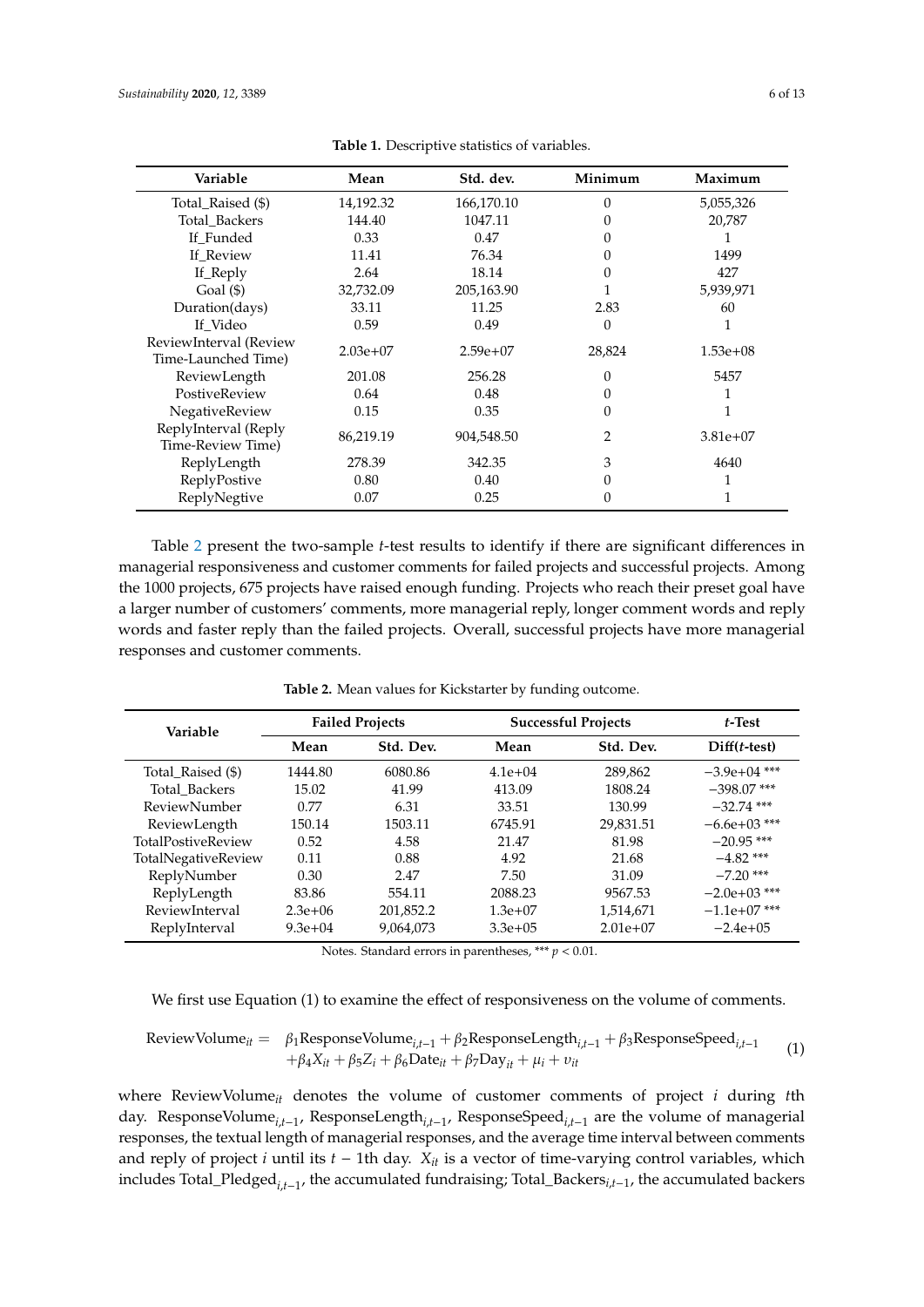**Table 1.** Descriptive statistics of variables.

| Variable | Mean | Std. dev. | Minimum | Maximum |
|---|---|---|---|---|
| Total_Raised ($) | 14,192.32 | 166,170.10 | 0 | 5,055,326 |
| Total_Backers | 144.40 | 1047.11 | 0 | 20,787 |
| If_Funded | 0.33 | 0.47 | 0 | 1 |
| If_Review | 11.41 | 76.34 | 0 | 1499 |
| If_Reply | 2.64 | 18.14 | 0 | 427 |
| Goal ($) | 32,732.09 | 205,163.90 | 1 | 5,939,971 |
| Duration(days) | 33.11 | 11.25 | 2.83 | 60 |
| If_Video | 0.59 | 0.49 | 0 | 1 |
| ReviewInterval (Review Time-Launched Time) | 2.03e+07 | 2.59e+07 | 28,824 | 1.53e+08 |
| ReviewLength | 201.08 | 256.28 | 0 | 5457 |
| PostiveReview | 0.64 | 0.48 | 0 | 1 |
| NegativeReview | 0.15 | 0.35 | 0 | 1 |
| ReplyInterval (Reply Time-Review Time) | 86,219.19 | 904,548.50 | 2 | 3.81e+07 |
| ReplyLength | 278.39 | 342.35 | 3 | 4640 |
| ReplyPostive | 0.80 | 0.40 | 0 | 1 |
| ReplyNegtive | 0.07 | 0.25 | 0 | 1 |

Table 2 present the two-sample *t*-test results to identify if there are significant differences in managerial responsiveness and customer comments for failed projects and successful projects. Among the 1000 projects, 675 projects have raised enough funding. Projects who reach their preset goal have a larger number of customers' comments, more managerial reply, longer comment words and reply words and faster reply than the failed projects. Overall, successful projects have more managerial responses and customer comments.

**Table 2.** Mean values for Kickstarter by funding outcome.

| Variable | Failed Projects | | Successful Projects | | *t*-Test |
|---|---|---|---|---|---|
| | Mean | Std. Dev. | Mean | Std. Dev. | Diff(*t*-test) |
| Total_Raised ($) | 1444.80 | 6080.86 | 4.1e+04 | 289,862 | −3.9e+04 *** |
| Total_Backers | 15.02 | 41.99 | 413.09 | 1808.24 | −398.07 *** |
| ReviewNumber | 0.77 | 6.31 | 33.51 | 130.99 | −32.74 *** |
| ReviewLength | 150.14 | 1503.11 | 6745.91 | 29,831.51 | −6.6e+03 *** |
| TotalPostiveReview | 0.52 | 4.58 | 21.47 | 81.98 | −20.95 *** |
| TotalNegativeReview | 0.11 | 0.88 | 4.92 | 21.68 | −4.82 *** |
| ReplyNumber | 0.30 | 2.47 | 7.50 | 31.09 | −7.20 *** |
| ReplyLength | 83.86 | 554.11 | 2088.23 | 9567.53 | −2.0e+03 *** |
| ReviewInterval | 2.3e+06 | 201,852.2 | 1.3e+07 | 1,514,671 | −1.1e+07 *** |
| ReplyInterval | 9.3e+04 | 9,064,073 | 3.3e+05 | 2.01e+07 | −2.4e+05 |

Notes. Standard errors in parentheses, *** $p < 0.01$.

We first use Equation (1) to examine the effect of responsiveness on the volume of comments.

$$\begin{aligned} \text{ReviewVolume}_{it} = \;& \beta_1 \text{ResponseVolume}_{i,t-1} + \beta_2 \text{ResponseLength}_{i,t-1} + \beta_3 \text{ResponseSpeed}_{i,t-1} \\ & + \beta_4 X_{it} + \beta_5 Z_i + \beta_6 \text{Date}_{it} + \beta_7 \text{Day}_{it} + \mu_i + v_{it} \end{aligned} \quad (1)$$

where $\text{ReviewVolume}_{it}$ denotes the volume of customer comments of project $i$ during $t$th day. $\text{ResponseVolume}_{i,t-1}$, $\text{ResponseLength}_{i,t-1}$, $\text{ResponseSpeed}_{i,t-1}$ are the volume of managerial responses, the textual length of managerial responses, and the average time interval between comments and reply of project $i$ until its $t-1$th day. $X_{it}$ is a vector of time-varying control variables, which includes $\text{Total\_Pledged}_{i,t-1}$, the accumulated fundraising; $\text{Total\_Backers}_{i,t-1}$, the accumulated backers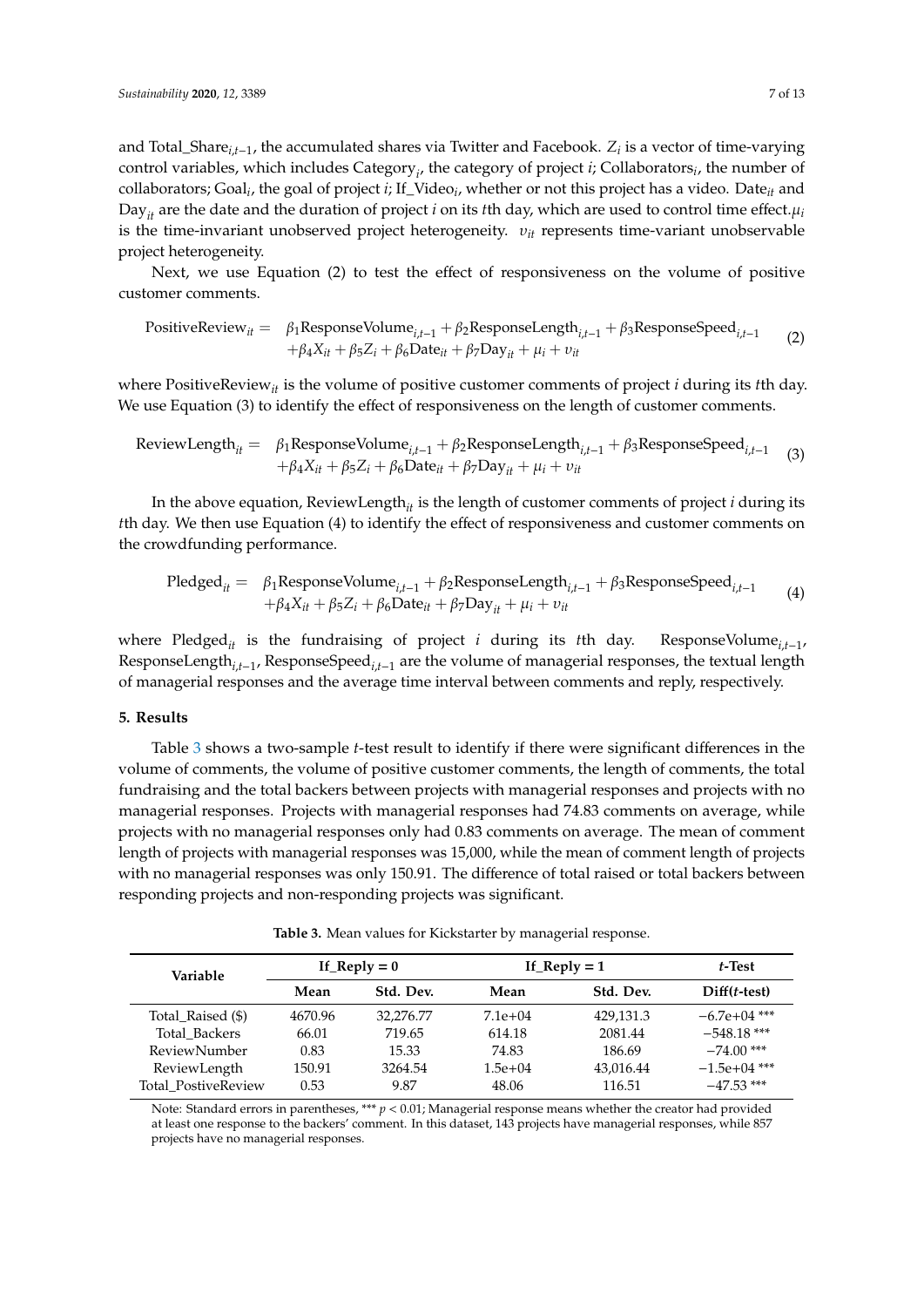and $\text{Total\_Share}_{i,t-1}$, the accumulated shares via Twitter and Facebook. $Z_i$ is a vector of time-varying control variables, which includes $\text{Category}_i$, the category of project $i$; $\text{Collaborators}_i$, the number of collaborators; $\text{Goal}_i$, the goal of project $i$; $\text{If\_Video}_i$, whether or not this project has a video. $\text{Date}_{it}$ and $\text{Day}_{it}$ are the date and the duration of project $i$ on its $t$th day, which are used to control time effect. $\mu_i$ is the time-invariant unobserved project heterogeneity. $\upsilon_{it}$ represents time-variant unobservable project heterogeneity.

Next, we use Equation (2) to test the effect of responsiveness on the volume of positive customer comments.

$$\begin{aligned}\text{PositiveReview}_{it} = \;& \beta_1\text{ResponseVolume}_{i,t-1} + \beta_2\text{ResponseLength}_{i,t-1} + \beta_3\text{ResponseSpeed}_{i,t-1} \\ & + \beta_4 X_{it} + \beta_5 Z_i + \beta_6\text{Date}_{it} + \beta_7\text{Day}_{it} + \mu_i + \upsilon_{it}\end{aligned} \tag{2}$$

where $\text{PositiveReview}_{it}$ is the volume of positive customer comments of project $i$ during its $t$th day. We use Equation (3) to identify the effect of responsiveness on the length of customer comments.

$$\begin{aligned}\text{ReviewLength}_{it} = \;& \beta_1\text{ResponseVolume}_{i,t-1} + \beta_2\text{ResponseLength}_{i,t-1} + \beta_3\text{ResponseSpeed}_{i,t-1} \\ & + \beta_4 X_{it} + \beta_5 Z_i + \beta_6\text{Date}_{it} + \beta_7\text{Day}_{it} + \mu_i + \upsilon_{it}\end{aligned} \tag{3}$$

In the above equation, $\text{ReviewLength}_{it}$ is the length of customer comments of project $i$ during its $t$th day. We then use Equation (4) to identify the effect of responsiveness and customer comments on the crowdfunding performance.

$$\begin{aligned}\text{Pledged}_{it} = \;& \beta_1\text{ResponseVolume}_{i,t-1} + \beta_2\text{ResponseLength}_{i,t-1} + \beta_3\text{ResponseSpeed}_{i,t-1} \\ & + \beta_4 X_{it} + \beta_5 Z_i + \beta_6\text{Date}_{it} + \beta_7\text{Day}_{it} + \mu_i + \upsilon_{it}\end{aligned} \tag{4}$$

where $\text{Pledged}_{it}$ is the fundraising of project $i$ during its $t$th day. $\text{ResponseVolume}_{i,t-1}$, $\text{ResponseLength}_{i,t-1}$, $\text{ResponseSpeed}_{i,t-1}$ are the volume of managerial responses, the textual length of managerial responses and the average time interval between comments and reply, respectively.

## 5. Results

Table 3 shows a two-sample $t$-test result to identify if there were significant differences in the volume of comments, the volume of positive customer comments, the length of comments, the total fundraising and the total backers between projects with managerial responses and projects with no managerial responses. Projects with managerial responses had 74.83 comments on average, while projects with no managerial responses only had 0.83 comments on average. The mean of comment length of projects with managerial responses was 15,000, while the mean of comment length of projects with no managerial responses was only 150.91. The difference of total raised or total backers between responding projects and non-responding projects was significant.

**Table 3.** Mean values for Kickstarter by managerial response.

| Variable | If_Reply = 0 | | If_Reply = 1 | | $t$-Test |
|---|---|---|---|---|---|
| | Mean | Std. Dev. | Mean | Std. Dev. | Diff($t$-test) |
| Total_Raised ($) | 4670.96 | 32,276.77 | 7.1e+04 | 429,131.3 | −6.7e+04 *** |
| Total_Backers | 66.01 | 719.65 | 614.18 | 2081.44 | −548.18 *** |
| ReviewNumber | 0.83 | 15.33 | 74.83 | 186.69 | −74.00 *** |
| ReviewLength | 150.91 | 3264.54 | 1.5e+04 | 43,016.44 | −1.5e+04 *** |
| Total_PostiveReview | 0.53 | 9.87 | 48.06 | 116.51 | −47.53 *** |

Note: Standard errors in parentheses, *** $p < 0.01$; Managerial response means whether the creator had provided at least one response to the backers' comment. In this dataset, 143 projects have managerial responses, while 857 projects have no managerial responses.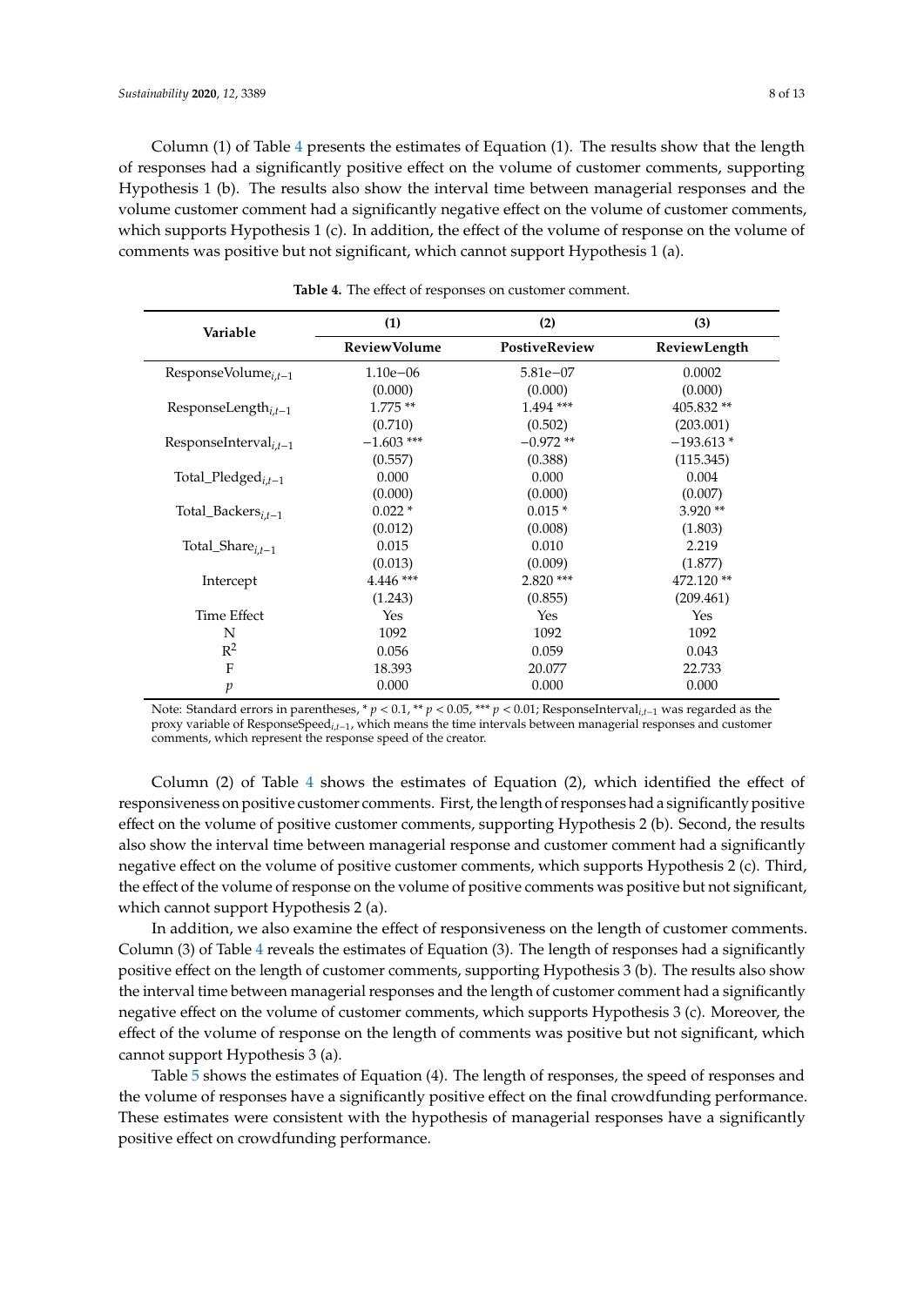Column (1) of Table 4 presents the estimates of Equation (1). The results show that the length of responses had a significantly positive effect on the volume of customer comments, supporting Hypothesis 1 (b). The results also show the interval time between managerial responses and the volume customer comment had a significantly negative effect on the volume of customer comments, which supports Hypothesis 1 (c). In addition, the effect of the volume of response on the volume of comments was positive but not significant, which cannot support Hypothesis 1 (a).

**Table 4.** The effect of responses on customer comment.

| Variable | (1) | (2) | (3) |
|---|---|---|---|
| | **ReviewVolume** | **PostiveReview** | **ReviewLength** |
| $\text{ResponseVolume}_{i,t-1}$ | 1.10e−06 | 5.81e−07 | 0.0002 |
| | (0.000) | (0.000) | (0.000) |
| $\text{ResponseLength}_{i,t-1}$ | 1.775 ** | 1.494 *** | 405.832 ** |
| | (0.710) | (0.502) | (203.001) |
| $\text{ResponseInterval}_{i,t-1}$ | −1.603 *** | −0.972 ** | −193.613 * |
| | (0.557) | (0.388) | (115.345) |
| $\text{Total\_Pledged}_{i,t-1}$ | 0.000 | 0.000 | 0.004 |
| | (0.000) | (0.000) | (0.007) |
| $\text{Total\_Backers}_{i,t-1}$ | 0.022 * | 0.015 * | 3.920 ** |
| | (0.012) | (0.008) | (1.803) |
| $\text{Total\_Share}_{i,t-1}$ | 0.015 | 0.010 | 2.219 |
| | (0.013) | (0.009) | (1.877) |
| Intercept | 4.446 *** | 2.820 *** | 472.120 ** |
| | (1.243) | (0.855) | (209.461) |
| Time Effect | Yes | Yes | Yes |
| N | 1092 | 1092 | 1092 |
| $R^2$ | 0.056 | 0.059 | 0.043 |
| F | 18.393 | 20.077 | 22.733 |
| $p$ | 0.000 | 0.000 | 0.000 |

Note: Standard errors in parentheses, * $p < 0.1$, ** $p < 0.05$, *** $p < 0.01$; $\text{ResponseInterval}_{i,t-1}$ was regarded as the proxy variable of $\text{ResponseSpeed}_{i,t-1}$, which means the time intervals between managerial responses and customer comments, which represent the response speed of the creator.

Column (2) of Table 4 shows the estimates of Equation (2), which identified the effect of responsiveness on positive customer comments. First, the length of responses had a significantly positive effect on the volume of positive customer comments, supporting Hypothesis 2 (b). Second, the results also show the interval time between managerial response and customer comment had a significantly negative effect on the volume of positive customer comments, which supports Hypothesis 2 (c). Third, the effect of the volume of response on the volume of positive comments was positive but not significant, which cannot support Hypothesis 2 (a).

In addition, we also examine the effect of responsiveness on the length of customer comments. Column (3) of Table 4 reveals the estimates of Equation (3). The length of responses had a significantly positive effect on the length of customer comments, supporting Hypothesis 3 (b). The results also show the interval time between managerial responses and the length of customer comment had a significantly negative effect on the volume of customer comments, which supports Hypothesis 3 (c). Moreover, the effect of the volume of response on the length of comments was positive but not significant, which cannot support Hypothesis 3 (a).

Table 5 shows the estimates of Equation (4). The length of responses, the speed of responses and the volume of responses have a significantly positive effect on the final crowdfunding performance. These estimates were consistent with the hypothesis of managerial responses have a significantly positive effect on crowdfunding performance.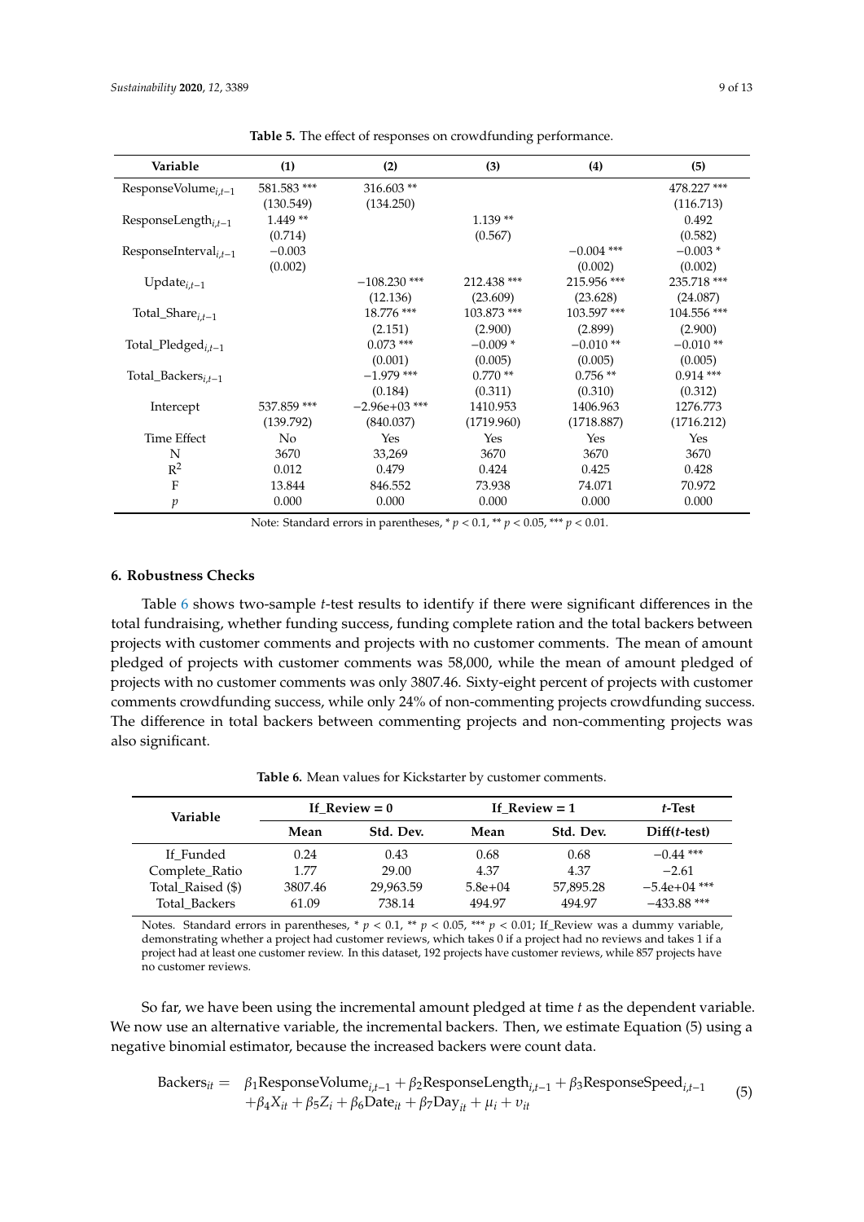**Table 5.** The effect of responses on crowdfunding performance.

| Variable | (1) | (2) | (3) | (4) | (5) |
|---|---|---|---|---|---|
| $\text{ResponseVolume}_{i,t-1}$ | 581.583 *** | 316.603 ** | | | 478.227 *** |
| | (130.549) | (134.250) | | | (116.713) |
| $\text{ResponseLength}_{i,t-1}$ | 1.449 ** | | 1.139 ** | | 0.492 |
| | (0.714) | | (0.567) | | (0.582) |
| $\text{ResponseInterval}_{i,t-1}$ | −0.003 | | | −0.004 *** | −0.003 * |
| | (0.002) | | | (0.002) | (0.002) |
| $\text{Update}_{i,t-1}$ | | −108.230 *** | 212.438 *** | 215.956 *** | 235.718 *** |
| | | (12.136) | (23.609) | (23.628) | (24.087) |
| $\text{Total\_Share}_{i,t-1}$ | | 18.776 *** | 103.873 *** | 103.597 *** | 104.556 *** |
| | | (2.151) | (2.900) | (2.899) | (2.900) |
| $\text{Total\_Pledged}_{i,t-1}$ | | 0.073 *** | −0.009 * | −0.010 ** | −0.010 ** |
| | | (0.001) | (0.005) | (0.005) | (0.005) |
| $\text{Total\_Backers}_{i,t-1}$ | | −1.979 *** | 0.770 ** | 0.756 ** | 0.914 *** |
| | | (0.184) | (0.311) | (0.310) | (0.312) |
| Intercept | 537.859 *** | −2.96e+03 *** | 1410.953 | 1406.963 | 1276.773 |
| | (139.792) | (840.037) | (1719.960) | (1718.887) | (1716.212) |
| Time Effect | No | Yes | Yes | Yes | Yes |
| N | 3670 | 33,269 | 3670 | 3670 | 3670 |
| $R^2$ | 0.012 | 0.479 | 0.424 | 0.425 | 0.428 |
| F | 13.844 | 846.552 | 73.938 | 74.071 | 70.972 |
| $p$ | 0.000 | 0.000 | 0.000 | 0.000 | 0.000 |

Note: Standard errors in parentheses, * $p < 0.1$, ** $p < 0.05$, *** $p < 0.01$.

## 6. Robustness Checks

Table 6 shows two-sample *t*-test results to identify if there were significant differences in the total fundraising, whether funding success, funding complete ration and the total backers between projects with customer comments and projects with no customer comments. The mean of amount pledged of projects with customer comments was 58,000, while the mean of amount pledged of projects with no customer comments was only 3807.46. Sixty-eight percent of projects with customer comments crowdfunding success, while only 24% of non-commenting projects crowdfunding success. The difference in total backers between commenting projects and non-commenting projects was also significant.

**Table 6.** Mean values for Kickstarter by customer comments.

| Variable | If_Review = 0 | | If_Review = 1 | | *t*-Test |
|---|---|---|---|---|---|
| | Mean | Std. Dev. | Mean | Std. Dev. | Diff(*t*-test) |
| If_Funded | 0.24 | 0.43 | 0.68 | 0.68 | −0.44 *** |
| Complete_Ratio | 1.77 | 29.00 | 4.37 | 4.37 | −2.61 |
| Total_Raised ($) | 3807.46 | 29,963.59 | 5.8e+04 | 57,895.28 | −5.4e+04 *** |
| Total_Backers | 61.09 | 738.14 | 494.97 | 494.97 | −433.88 *** |

Notes. Standard errors in parentheses, * $p < 0.1$, ** $p < 0.05$, *** $p < 0.01$; If_Review was a dummy variable, demonstrating whether a project had customer reviews, which takes 0 if a project had no reviews and takes 1 if a project had at least one customer review. In this dataset, 192 projects have customer reviews, while 857 projects have no customer reviews.

So far, we have been using the incremental amount pledged at time *t* as the dependent variable. We now use an alternative variable, the incremental backers. Then, we estimate Equation (5) using a negative binomial estimator, because the increased backers were count data.

$$\begin{aligned} \text{Backers}_{it} = \; & \beta_1 \text{ResponseVolume}_{i,t-1} + \beta_2 \text{ResponseLength}_{i,t-1} + \beta_3 \text{ResponseSpeed}_{i,t-1} \\ & + \beta_4 X_{it} + \beta_5 Z_i + \beta_6 \text{Date}_{it} + \beta_7 \text{Day}_{it} + \mu_i + v_{it} \end{aligned} \tag{5}$$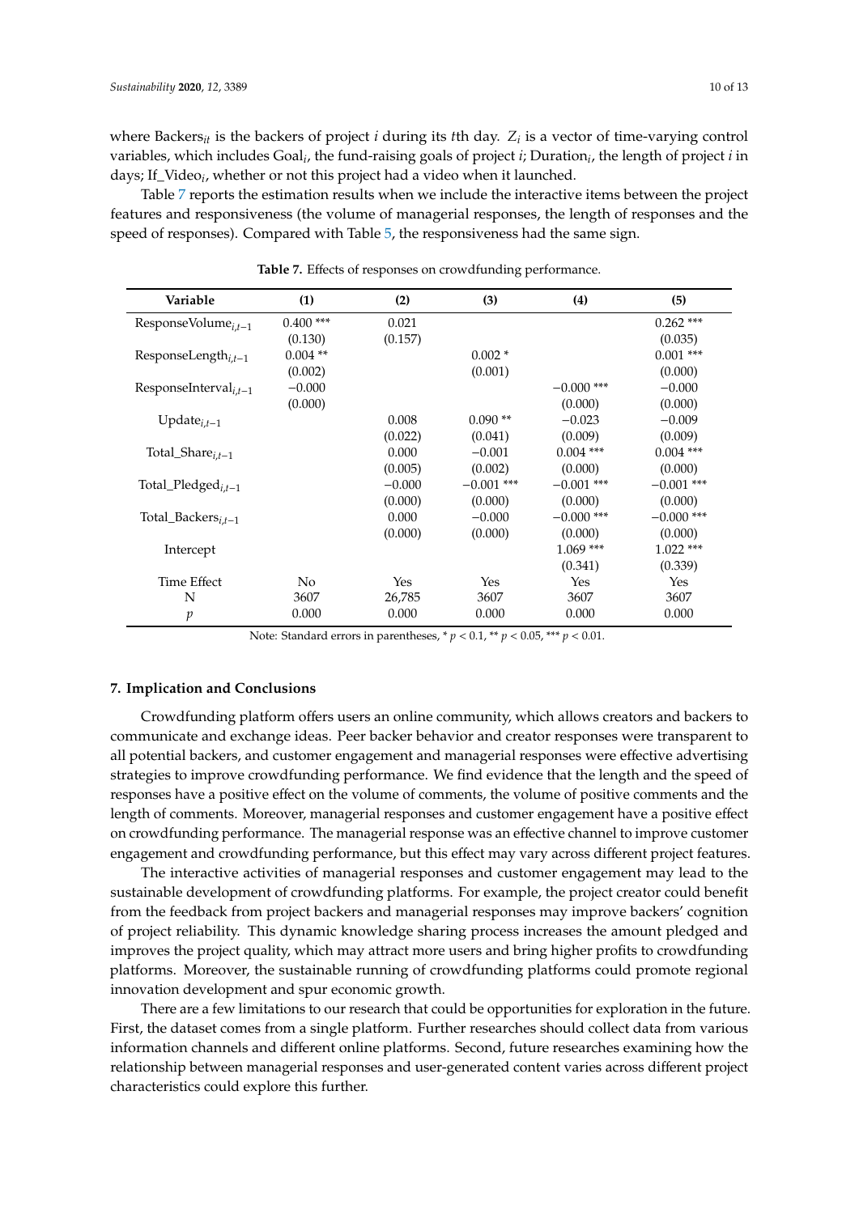where $Backers_{it}$ is the backers of project $i$ during its $t$th day. $Z_i$ is a vector of time-varying control variables, which includes $Goal_i$, the fund-raising goals of project $i$; $Duration_i$, the length of project $i$ in days; $If\_Video_i$, whether or not this project had a video when it launched.

Table 7 reports the estimation results when we include the interactive items between the project features and responsiveness (the volume of managerial responses, the length of responses and the speed of responses). Compared with Table 5, the responsiveness had the same sign.

**Table 7.** Effects of responses on crowdfunding performance.

| Variable | (1) | (2) | (3) | (4) | (5) |
|---|---|---|---|---|---|
| $ResponseVolume_{i,t-1}$ | 0.400 *** | 0.021 | | | 0.262 *** |
| | (0.130) | (0.157) | | | (0.035) |
| $ResponseLength_{i,t-1}$ | 0.004 ** | | 0.002 * | | 0.001 *** |
| | (0.002) | | (0.001) | | (0.000) |
| $ResponseInterval_{i,t-1}$ | −0.000 | | | −0.000 *** | −0.000 |
| | (0.000) | | | (0.000) | (0.000) |
| $Update_{i,t-1}$ | | 0.008 | 0.090 ** | −0.023 | −0.009 |
| | | (0.022) | (0.041) | (0.009) | (0.009) |
| $Total\_Share_{i,t-1}$ | | 0.000 | −0.001 | 0.004 *** | 0.004 *** |
| | | (0.005) | (0.002) | (0.000) | (0.000) |
| $Total\_Pledged_{i,t-1}$ | | −0.000 | −0.001 *** | −0.001 *** | −0.001 *** |
| | | (0.000) | (0.000) | (0.000) | (0.000) |
| $Total\_Backers_{i,t-1}$ | | 0.000 | −0.000 | −0.000 *** | −0.000 *** |
| | | (0.000) | (0.000) | (0.000) | (0.000) |
| Intercept | | | | 1.069 *** | 1.022 *** |
| | | | | (0.341) | (0.339) |
| Time Effect | No | Yes | Yes | Yes | Yes |
| N | 3607 | 26,785 | 3607 | 3607 | 3607 |
| $p$ | 0.000 | 0.000 | 0.000 | 0.000 | 0.000 |

Note: Standard errors in parentheses, * $p < 0.1$, ** $p < 0.05$, *** $p < 0.01$.

## 7. Implication and Conclusions

Crowdfunding platform offers users an online community, which allows creators and backers to communicate and exchange ideas. Peer backer behavior and creator responses were transparent to all potential backers, and customer engagement and managerial responses were effective advertising strategies to improve crowdfunding performance. We find evidence that the length and the speed of responses have a positive effect on the volume of comments, the volume of positive comments and the length of comments. Moreover, managerial responses and customer engagement have a positive effect on crowdfunding performance. The managerial response was an effective channel to improve customer engagement and crowdfunding performance, but this effect may vary across different project features.

The interactive activities of managerial responses and customer engagement may lead to the sustainable development of crowdfunding platforms. For example, the project creator could benefit from the feedback from project backers and managerial responses may improve backers' cognition of project reliability. This dynamic knowledge sharing process increases the amount pledged and improves the project quality, which may attract more users and bring higher profits to crowdfunding platforms. Moreover, the sustainable running of crowdfunding platforms could promote regional innovation development and spur economic growth.

There are a few limitations to our research that could be opportunities for exploration in the future. First, the dataset comes from a single platform. Further researches should collect data from various information channels and different online platforms. Second, future researches examining how the relationship between managerial responses and user-generated content varies across different project characteristics could explore this further.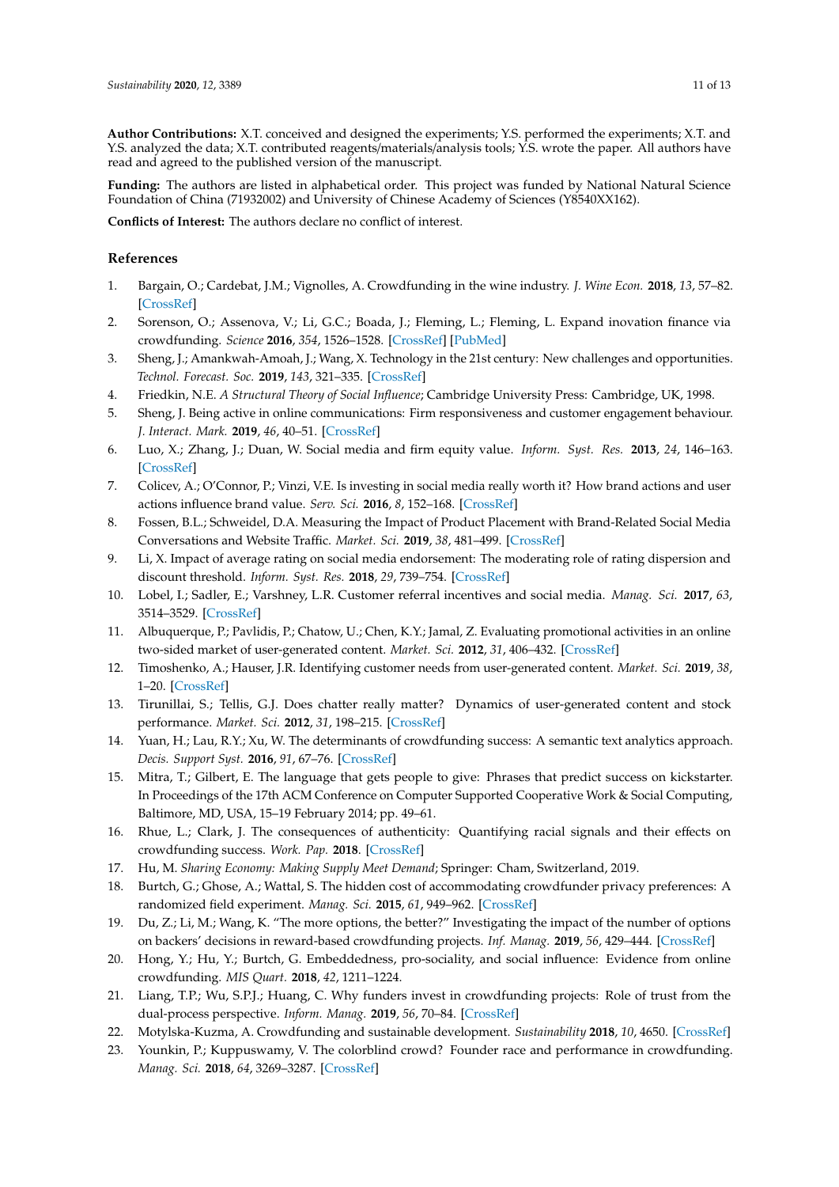**Author Contributions:** X.T. conceived and designed the experiments; Y.S. performed the experiments; X.T. and Y.S. analyzed the data; X.T. contributed reagents/materials/analysis tools; Y.S. wrote the paper. All authors have read and agreed to the published version of the manuscript.

**Funding:** The authors are listed in alphabetical order. This project was funded by National Natural Science Foundation of China (71932002) and University of Chinese Academy of Sciences (Y8540XX162).

**Conflicts of Interest:** The authors declare no conflict of interest.

## References

1. Bargain, O.; Cardebat, J.M.; Vignolles, A. Crowdfunding in the wine industry. *J. Wine Econ.* **2018**, *13*, 57–82. [CrossRef]
2. Sorenson, O.; Assenova, V.; Li, G.C.; Boada, J.; Fleming, L.; Fleming, L. Expand inovation finance via crowdfunding. *Science* **2016**, *354*, 1526–1528. [CrossRef] [PubMed]
3. Sheng, J.; Amankwah-Amoah, J.; Wang, X. Technology in the 21st century: New challenges and opportunities. *Technol. Forecast. Soc.* **2019**, *143*, 321–335. [CrossRef]
4. Friedkin, N.E. *A Structural Theory of Social Influence*; Cambridge University Press: Cambridge, UK, 1998.
5. Sheng, J. Being active in online communications: Firm responsiveness and customer engagement behaviour. *J. Interact. Mark.* **2019**, *46*, 40–51. [CrossRef]
6. Luo, X.; Zhang, J.; Duan, W. Social media and firm equity value. *Inform. Syst. Res.* **2013**, *24*, 146–163. [CrossRef]
7. Colicev, A.; O'Connor, P.; Vinzi, V.E. Is investing in social media really worth it? How brand actions and user actions influence brand value. *Serv. Sci.* **2016**, *8*, 152–168. [CrossRef]
8. Fossen, B.L.; Schweidel, D.A. Measuring the Impact of Product Placement with Brand-Related Social Media Conversations and Website Traffic. *Market. Sci.* **2019**, *38*, 481–499. [CrossRef]
9. Li, X. Impact of average rating on social media endorsement: The moderating role of rating dispersion and discount threshold. *Inform. Syst. Res.* **2018**, *29*, 739–754. [CrossRef]
10. Lobel, I.; Sadler, E.; Varshney, L.R. Customer referral incentives and social media. *Manag. Sci.* **2017**, *63*, 3514–3529. [CrossRef]
11. Albuquerque, P.; Pavlidis, P.; Chatow, U.; Chen, K.Y.; Jamal, Z. Evaluating promotional activities in an online two-sided market of user-generated content. *Market. Sci.* **2012**, *31*, 406–432. [CrossRef]
12. Timoshenko, A.; Hauser, J.R. Identifying customer needs from user-generated content. *Market. Sci.* **2019**, *38*, 1–20. [CrossRef]
13. Tirunillai, S.; Tellis, G.J. Does chatter really matter? Dynamics of user-generated content and stock performance. *Market. Sci.* **2012**, *31*, 198–215. [CrossRef]
14. Yuan, H.; Lau, R.Y.; Xu, W. The determinants of crowdfunding success: A semantic text analytics approach. *Decis. Support Syst.* **2016**, *91*, 67–76. [CrossRef]
15. Mitra, T.; Gilbert, E. The language that gets people to give: Phrases that predict success on kickstarter. In Proceedings of the 17th ACM Conference on Computer Supported Cooperative Work & Social Computing, Baltimore, MD, USA, 15–19 February 2014; pp. 49–61.
16. Rhue, L.; Clark, J. The consequences of authenticity: Quantifying racial signals and their effects on crowdfunding success. *Work. Pap.* **2018**. [CrossRef]
17. Hu, M. *Sharing Economy: Making Supply Meet Demand*; Springer: Cham, Switzerland, 2019.
18. Burtch, G.; Ghose, A.; Wattal, S. The hidden cost of accommodating crowdfunder privacy preferences: A randomized field experiment. *Manag. Sci.* **2015**, *61*, 949–962. [CrossRef]
19. Du, Z.; Li, M.; Wang, K. "The more options, the better?" Investigating the impact of the number of options on backers' decisions in reward-based crowdfunding projects. *Inf. Manag.* **2019**, *56*, 429–444. [CrossRef]
20. Hong, Y.; Hu, Y.; Burtch, G. Embeddedness, pro-sociality, and social influence: Evidence from online crowdfunding. *MIS Quart.* **2018**, *42*, 1211–1224.
21. Liang, T.P.; Wu, S.P.J.; Huang, C. Why funders invest in crowdfunding projects: Role of trust from the dual-process perspective. *Inform. Manag.* **2019**, *56*, 70–84. [CrossRef]
22. Motylska-Kuzma, A. Crowdfunding and sustainable development. *Sustainability* **2018**, *10*, 4650. [CrossRef]
23. Younkin, P.; Kuppuswamy, V. The colorblind crowd? Founder race and performance in crowdfunding. *Manag. Sci.* **2018**, *64*, 3269–3287. [CrossRef]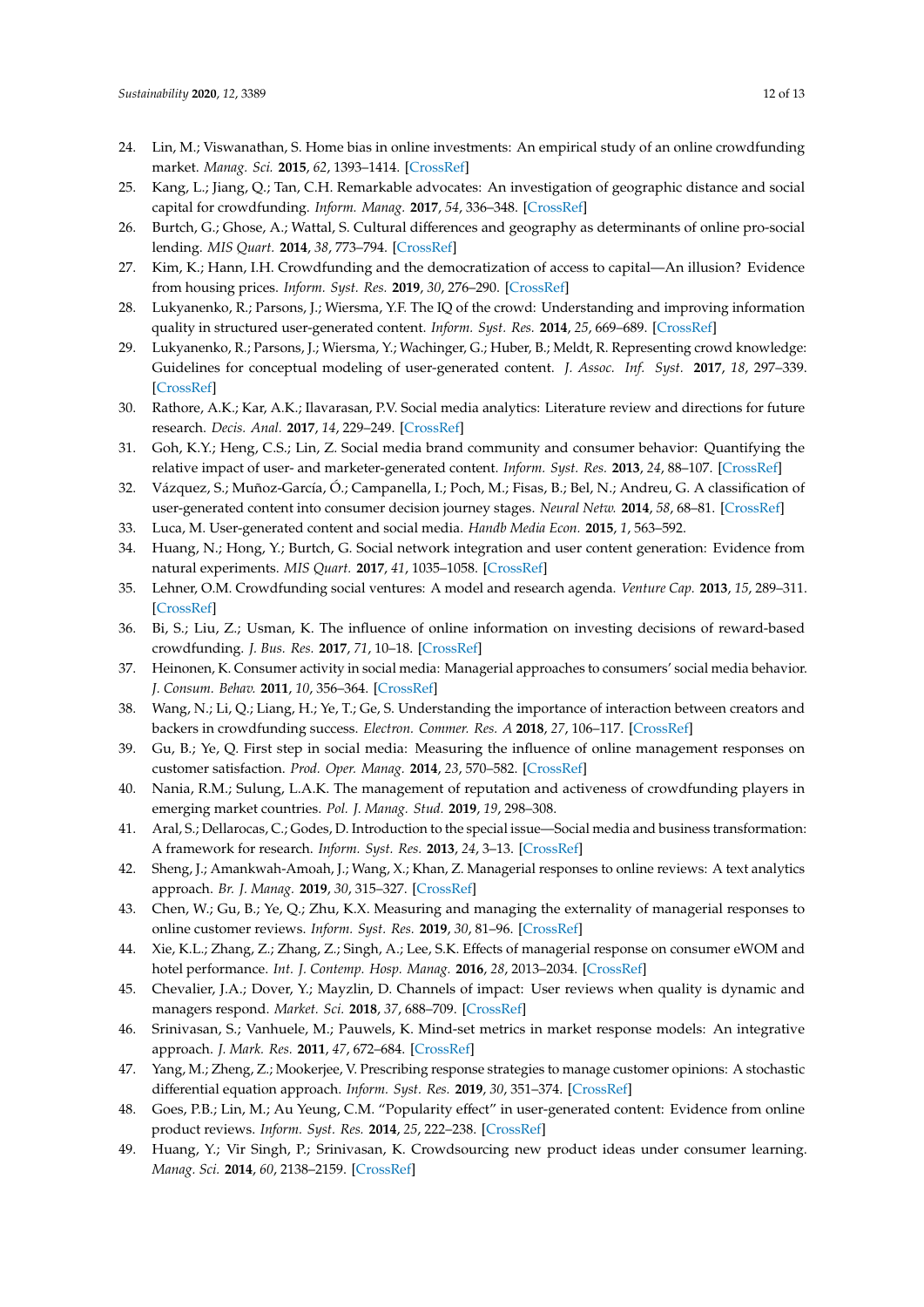24. Lin, M.; Viswanathan, S. Home bias in online investments: An empirical study of an online crowdfunding market. *Manag. Sci.* **2015**, *62*, 1393–1414. [CrossRef]
25. Kang, L.; Jiang, Q.; Tan, C.H. Remarkable advocates: An investigation of geographic distance and social capital for crowdfunding. *Inform. Manag.* **2017**, *54*, 336–348. [CrossRef]
26. Burtch, G.; Ghose, A.; Wattal, S. Cultural differences and geography as determinants of online pro-social lending. *MIS Quart.* **2014**, *38*, 773–794. [CrossRef]
27. Kim, K.; Hann, I.H. Crowdfunding and the democratization of access to capital—An illusion? Evidence from housing prices. *Inform. Syst. Res.* **2019**, *30*, 276–290. [CrossRef]
28. Lukyanenko, R.; Parsons, J.; Wiersma, Y.F. The IQ of the crowd: Understanding and improving information quality in structured user-generated content. *Inform. Syst. Res.* **2014**, *25*, 669–689. [CrossRef]
29. Lukyanenko, R.; Parsons, J.; Wiersma, Y.; Wachinger, G.; Huber, B.; Meldt, R. Representing crowd knowledge: Guidelines for conceptual modeling of user-generated content. *J. Assoc. Inf. Syst.* **2017**, *18*, 297–339. [CrossRef]
30. Rathore, A.K.; Kar, A.K.; Ilavarasan, P.V. Social media analytics: Literature review and directions for future research. *Decis. Anal.* **2017**, *14*, 229–249. [CrossRef]
31. Goh, K.Y.; Heng, C.S.; Lin, Z. Social media brand community and consumer behavior: Quantifying the relative impact of user- and marketer-generated content. *Inform. Syst. Res.* **2013**, *24*, 88–107. [CrossRef]
32. Vázquez, S.; Muñoz-García, Ó.; Campanella, I.; Poch, M.; Fisas, B.; Bel, N.; Andreu, G. A classification of user-generated content into consumer decision journey stages. *Neural Netw.* **2014**, *58*, 68–81. [CrossRef]
33. Luca, M. User-generated content and social media. *Handb Media Econ.* **2015**, *1*, 563–592.
34. Huang, N.; Hong, Y.; Burtch, G. Social network integration and user content generation: Evidence from natural experiments. *MIS Quart.* **2017**, *41*, 1035–1058. [CrossRef]
35. Lehner, O.M. Crowdfunding social ventures: A model and research agenda. *Venture Cap.* **2013**, *15*, 289–311. [CrossRef]
36. Bi, S.; Liu, Z.; Usman, K. The influence of online information on investing decisions of reward-based crowdfunding. *J. Bus. Res.* **2017**, *71*, 10–18. [CrossRef]
37. Heinonen, K. Consumer activity in social media: Managerial approaches to consumers' social media behavior. *J. Consum. Behav.* **2011**, *10*, 356–364. [CrossRef]
38. Wang, N.; Li, Q.; Liang, H.; Ye, T.; Ge, S. Understanding the importance of interaction between creators and backers in crowdfunding success. *Electron. Commer. Res. A* **2018**, *27*, 106–117. [CrossRef]
39. Gu, B.; Ye, Q. First step in social media: Measuring the influence of online management responses on customer satisfaction. *Prod. Oper. Manag.* **2014**, *23*, 570–582. [CrossRef]
40. Nania, R.M.; Sulung, L.A.K. The management of reputation and activeness of crowdfunding players in emerging market countries. *Pol. J. Manag. Stud.* **2019**, *19*, 298–308.
41. Aral, S.; Dellarocas, C.; Godes, D. Introduction to the special issue—Social media and business transformation: A framework for research. *Inform. Syst. Res.* **2013**, *24*, 3–13. [CrossRef]
42. Sheng, J.; Amankwah-Amoah, J.; Wang, X.; Khan, Z. Managerial responses to online reviews: A text analytics approach. *Br. J. Manag.* **2019**, *30*, 315–327. [CrossRef]
43. Chen, W.; Gu, B.; Ye, Q.; Zhu, K.X. Measuring and managing the externality of managerial responses to online customer reviews. *Inform. Syst. Res.* **2019**, *30*, 81–96. [CrossRef]
44. Xie, K.L.; Zhang, Z.; Zhang, Z.; Singh, A.; Lee, S.K. Effects of managerial response on consumer eWOM and hotel performance. *Int. J. Contemp. Hosp. Manag.* **2016**, *28*, 2013–2034. [CrossRef]
45. Chevalier, J.A.; Dover, Y.; Mayzlin, D. Channels of impact: User reviews when quality is dynamic and managers respond. *Market. Sci.* **2018**, *37*, 688–709. [CrossRef]
46. Srinivasan, S.; Vanhuele, M.; Pauwels, K. Mind-set metrics in market response models: An integrative approach. *J. Mark. Res.* **2011**, *47*, 672–684. [CrossRef]
47. Yang, M.; Zheng, Z.; Mookerjee, V. Prescribing response strategies to manage customer opinions: A stochastic differential equation approach. *Inform. Syst. Res.* **2019**, *30*, 351–374. [CrossRef]
48. Goes, P.B.; Lin, M.; Au Yeung, C.M. "Popularity effect" in user-generated content: Evidence from online product reviews. *Inform. Syst. Res.* **2014**, *25*, 222–238. [CrossRef]
49. Huang, Y.; Vir Singh, P.; Srinivasan, K. Crowdsourcing new product ideas under consumer learning. *Manag. Sci.* **2014**, *60*, 2138–2159. [CrossRef]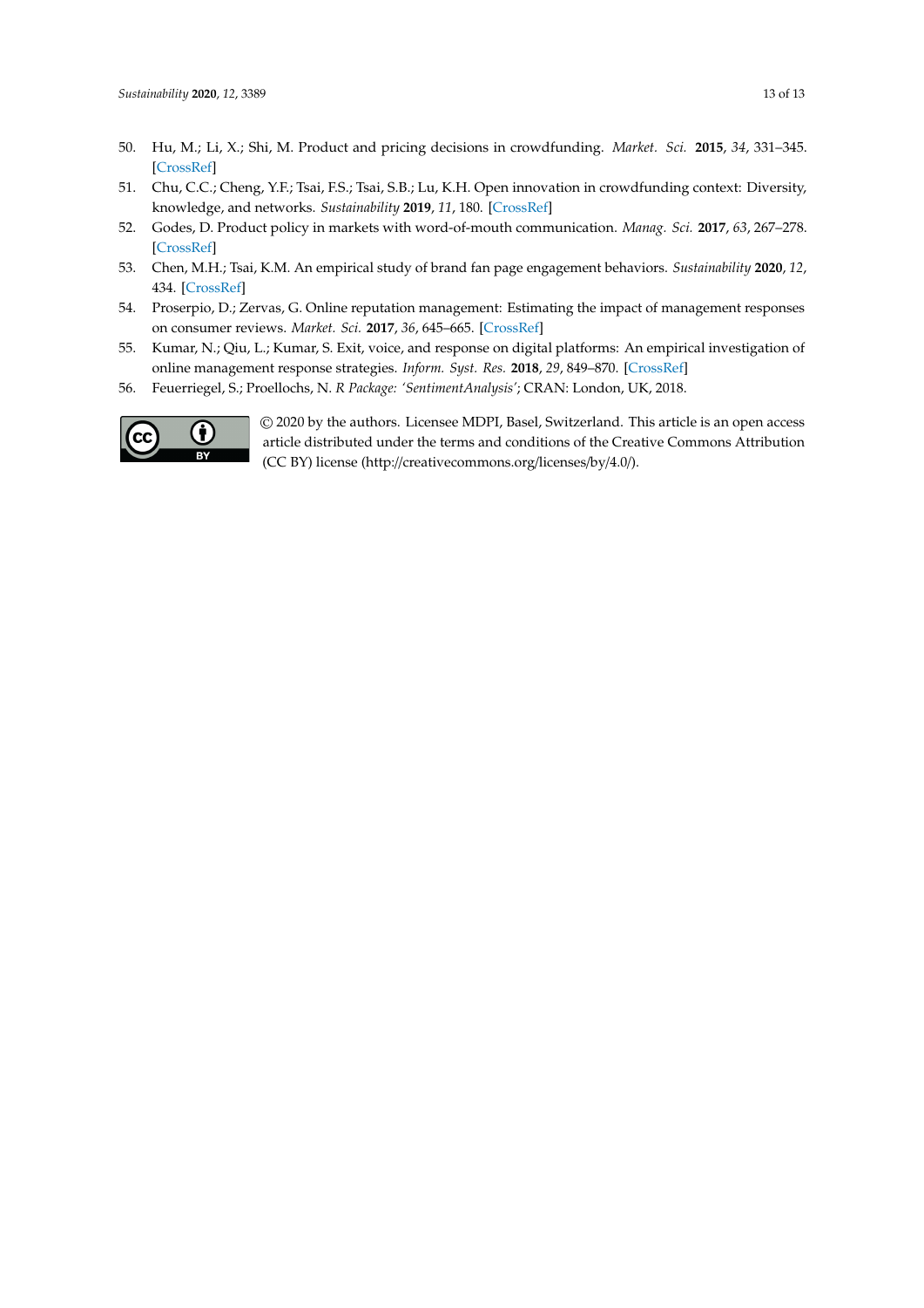50. Hu, M.; Li, X.; Shi, M. Product and pricing decisions in crowdfunding. *Market. Sci.* **2015**, *34*, 331–345. [CrossRef]
51. Chu, C.C.; Cheng, Y.F.; Tsai, F.S.; Tsai, S.B.; Lu, K.H. Open innovation in crowdfunding context: Diversity, knowledge, and networks. *Sustainability* **2019**, *11*, 180. [CrossRef]
52. Godes, D. Product policy in markets with word-of-mouth communication. *Manag. Sci.* **2017**, *63*, 267–278. [CrossRef]
53. Chen, M.H.; Tsai, K.M. An empirical study of brand fan page engagement behaviors. *Sustainability* **2020**, *12*, 434. [CrossRef]
54. Proserpio, D.; Zervas, G. Online reputation management: Estimating the impact of management responses on consumer reviews. *Market. Sci.* **2017**, *36*, 645–665. [CrossRef]
55. Kumar, N.; Qiu, L.; Kumar, S. Exit, voice, and response on digital platforms: An empirical investigation of online management response strategies. *Inform. Syst. Res.* **2018**, *29*, 849–870. [CrossRef]
56. Feuerriegel, S.; Proellochs, N. *R Package: 'SentimentAnalysis'*; CRAN: London, UK, 2018.

© 2020 by the authors. Licensee MDPI, Basel, Switzerland. This article is an open access article distributed under the terms and conditions of the Creative Commons Attribution (CC BY) license (http://creativecommons.org/licenses/by/4.0/).